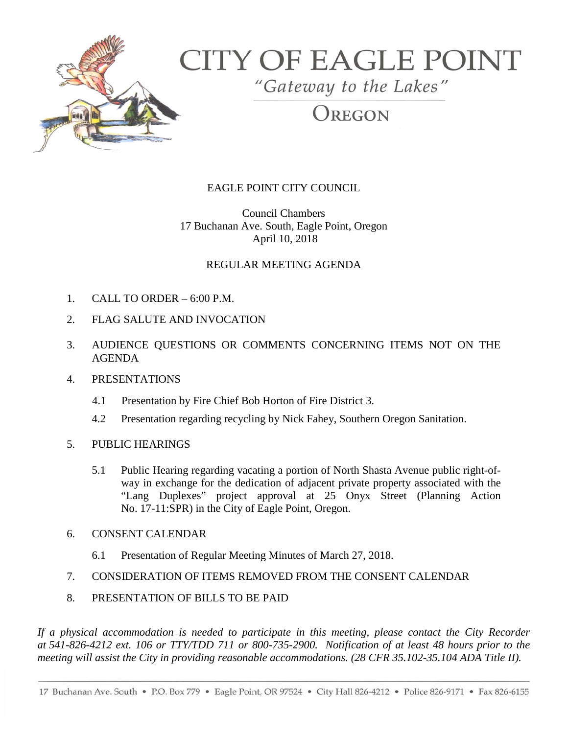# CITY OF EAGLE POINT

*"Gateway to the Lakes"*

OREGON

EAGLE POINT CITY COUNCIL

Council Chambers
17 Buchanan Ave. South, Eagle Point, Oregon
April 10, 2018

REGULAR MEETING AGENDA

1. CALL TO ORDER – 6:00 P.M.
2. FLAG SALUTE AND INVOCATION
3. AUDIENCE QUESTIONS OR COMMENTS CONCERNING ITEMS NOT ON THE AGENDA
4. PRESENTATIONS
   - 4.1 Presentation by Fire Chief Bob Horton of Fire District 3.
   - 4.2 Presentation regarding recycling by Nick Fahey, Southern Oregon Sanitation.
5. PUBLIC HEARINGS
   - 5.1 Public Hearing regarding vacating a portion of North Shasta Avenue public right-of-way in exchange for the dedication of adjacent private property associated with the "Lang Duplexes" project approval at 25 Onyx Street (Planning Action No. 17-11:SPR) in the City of Eagle Point, Oregon.
6. CONSENT CALENDAR
   - 6.1 Presentation of Regular Meeting Minutes of March 27, 2018.
7. CONSIDERATION OF ITEMS REMOVED FROM THE CONSENT CALENDAR
8. PRESENTATION OF BILLS TO BE PAID

*If a physical accommodation is needed to participate in this meeting, please contact the City Recorder at 541-826-4212 ext. 106 or TTY/TDD 711 or 800-735-2900. Notification of at least 48 hours prior to the meeting will assist the City in providing reasonable accommodations. (28 CFR 35.102-35.104 ADA Title II).*

17 Buchanan Ave. South • P.O. Box 779 • Eagle Point, OR 97524 • City Hall 826-4212 • Police 826-9171 • Fax 826-6155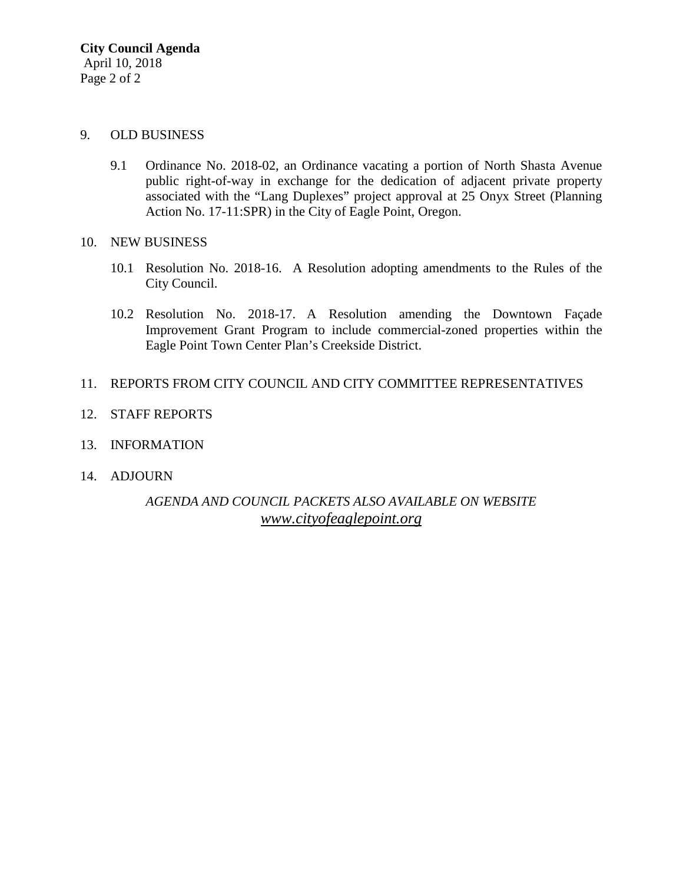9. OLD BUSINESS

   9.1 Ordinance No. 2018-02, an Ordinance vacating a portion of North Shasta Avenue public right-of-way in exchange for the dedication of adjacent private property associated with the "Lang Duplexes" project approval at 25 Onyx Street (Planning Action No. 17-11:SPR) in the City of Eagle Point, Oregon.

10. NEW BUSINESS

    10.1 Resolution No. 2018-16. A Resolution adopting amendments to the Rules of the City Council.

    10.2 Resolution No. 2018-17. A Resolution amending the Downtown Façade Improvement Grant Program to include commercial-zoned properties within the Eagle Point Town Center Plan's Creekside District.

11. REPORTS FROM CITY COUNCIL AND CITY COMMITTEE REPRESENTATIVES

12. STAFF REPORTS

13. INFORMATION

14. ADJOURN

*AGENDA AND COUNCIL PACKETS ALSO AVAILABLE ON WEBSITE*
*www.cityofeaglepoint.org*